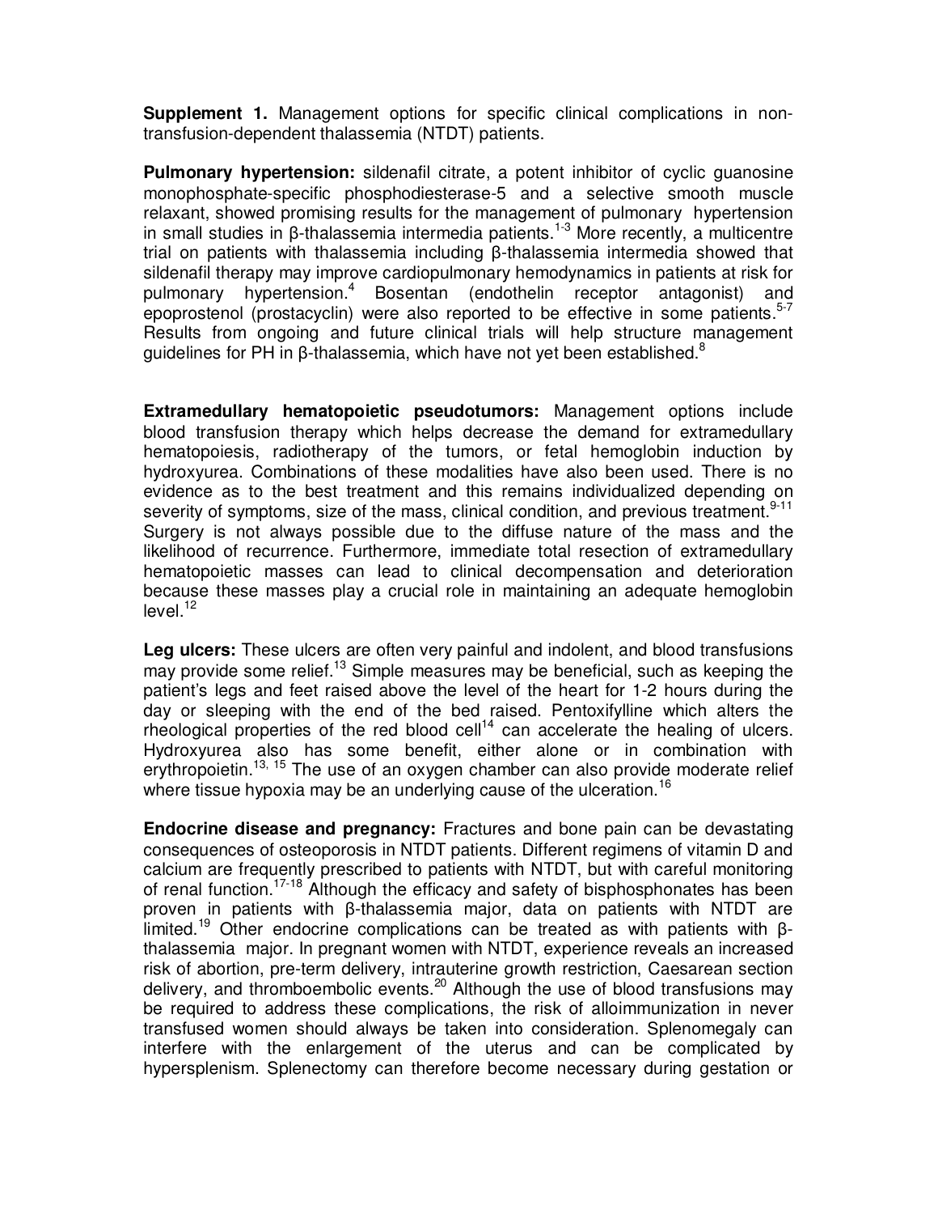**Supplement 1.** Management options for specific clinical complications in non-transfusion-dependent thalassemia (NTDT) patients.

**Pulmonary hypertension:** sildenafil citrate, a potent inhibitor of cyclic guanosine monophosphate-specific phosphodiesterase-5 and a selective smooth muscle relaxant, showed promising results for the management of pulmonary hypertension in small studies in β-thalassemia intermedia patients.[1-3] More recently, a multicentre trial on patients with thalassemia including β-thalassemia intermedia showed that sildenafil therapy may improve cardiopulmonary hemodynamics in patients at risk for pulmonary hypertension.[4] Bosentan (endothelin receptor antagonist) and epoprostenol (prostacyclin) were also reported to be effective in some patients.[5-7] Results from ongoing and future clinical trials will help structure management guidelines for PH in β-thalassemia, which have not yet been established.[8]

**Extramedullary hematopoietic pseudotumors:** Management options include blood transfusion therapy which helps decrease the demand for extramedullary hematopoiesis, radiotherapy of the tumors, or fetal hemoglobin induction by hydroxyurea. Combinations of these modalities have also been used. There is no evidence as to the best treatment and this remains individualized depending on severity of symptoms, size of the mass, clinical condition, and previous treatment.[9-11] Surgery is not always possible due to the diffuse nature of the mass and the likelihood of recurrence. Furthermore, immediate total resection of extramedullary hematopoietic masses can lead to clinical decompensation and deterioration because these masses play a crucial role in maintaining an adequate hemoglobin level.[12]

**Leg ulcers:** These ulcers are often very painful and indolent, and blood transfusions may provide some relief.[13] Simple measures may be beneficial, such as keeping the patient's legs and feet raised above the level of the heart for 1-2 hours during the day or sleeping with the end of the bed raised. Pentoxifylline which alters the rheological properties of the red blood cell[14] can accelerate the healing of ulcers. Hydroxyurea also has some benefit, either alone or in combination with erythropoietin.[13, 15] The use of an oxygen chamber can also provide moderate relief where tissue hypoxia may be an underlying cause of the ulceration.[16]

**Endocrine disease and pregnancy:** Fractures and bone pain can be devastating consequences of osteoporosis in NTDT patients. Different regimens of vitamin D and calcium are frequently prescribed to patients with NTDT, but with careful monitoring of renal function.[17-18] Although the efficacy and safety of bisphosphonates has been proven in patients with β-thalassemia major, data on patients with NTDT are limited.[19] Other endocrine complications can be treated as with patients with β-thalassemia major. In pregnant women with NTDT, experience reveals an increased risk of abortion, pre-term delivery, intrauterine growth restriction, Caesarean section delivery, and thromboembolic events.[20] Although the use of blood transfusions may be required to address these complications, the risk of alloimmunization in never transfused women should always be taken into consideration. Splenomegaly can interfere with the enlargement of the uterus and can be complicated by hypersplenism. Splenectomy can therefore become necessary during gestation or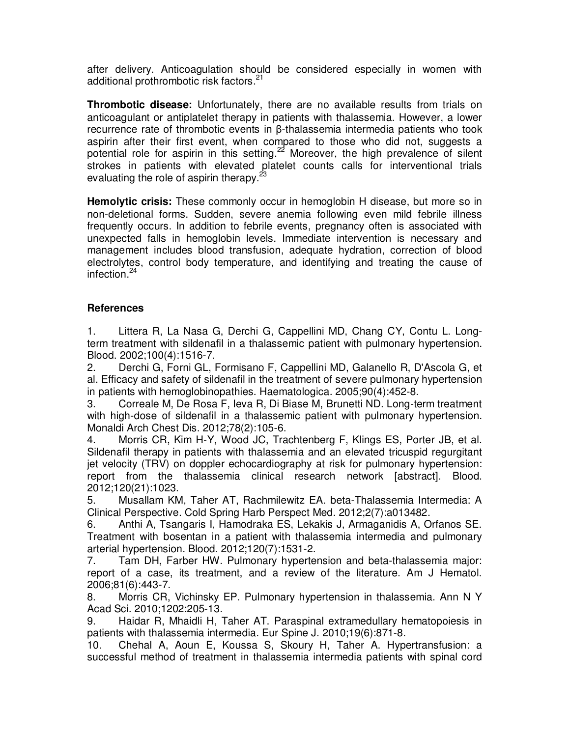after delivery. Anticoagulation should be considered especially in women with additional prothrombotic risk factors.[21]

**Thrombotic disease:** Unfortunately, there are no available results from trials on anticoagulant or antiplatelet therapy in patients with thalassemia. However, a lower recurrence rate of thrombotic events in β-thalassemia intermedia patients who took aspirin after their first event, when compared to those who did not, suggests a potential role for aspirin in this setting.[22] Moreover, the high prevalence of silent strokes in patients with elevated platelet counts calls for interventional trials evaluating the role of aspirin therapy.[23]

**Hemolytic crisis:** These commonly occur in hemoglobin H disease, but more so in non-deletional forms. Sudden, severe anemia following even mild febrile illness frequently occurs. In addition to febrile events, pregnancy often is associated with unexpected falls in hemoglobin levels. Immediate intervention is necessary and management includes blood transfusion, adequate hydration, correction of blood electrolytes, control body temperature, and identifying and treating the cause of infection.[24]

## References

1. Littera R, La Nasa G, Derchi G, Cappellini MD, Chang CY, Contu L. Long-term treatment with sildenafil in a thalassemic patient with pulmonary hypertension. Blood. 2002;100(4):1516-7.
2. Derchi G, Forni GL, Formisano F, Cappellini MD, Galanello R, D'Ascola G, et al. Efficacy and safety of sildenafil in the treatment of severe pulmonary hypertension in patients with hemoglobinopathies. Haematologica. 2005;90(4):452-8.
3. Correale M, De Rosa F, Ieva R, Di Biase M, Brunetti ND. Long-term treatment with high-dose of sildenafil in a thalassemic patient with pulmonary hypertension. Monaldi Arch Chest Dis. 2012;78(2):105-6.
4. Morris CR, Kim H-Y, Wood JC, Trachtenberg F, Klings ES, Porter JB, et al. Sildenafil therapy in patients with thalassemia and an elevated tricuspid regurgitant jet velocity (TRV) on doppler echocardiography at risk for pulmonary hypertension: report from the thalassemia clinical research network [abstract]. Blood. 2012;120(21):1023.
5. Musallam KM, Taher AT, Rachmilewitz EA. beta-Thalassemia Intermedia: A Clinical Perspective. Cold Spring Harb Perspect Med. 2012;2(7):a013482.
6. Anthi A, Tsangaris I, Hamodraka ES, Lekakis J, Armaganidis A, Orfanos SE. Treatment with bosentan in a patient with thalassemia intermedia and pulmonary arterial hypertension. Blood. 2012;120(7):1531-2.
7. Tam DH, Farber HW. Pulmonary hypertension and beta-thalassemia major: report of a case, its treatment, and a review of the literature. Am J Hematol. 2006;81(6):443-7.
8. Morris CR, Vichinsky EP. Pulmonary hypertension in thalassemia. Ann N Y Acad Sci. 2010;1202:205-13.
9. Haidar R, Mhaidli H, Taher AT. Paraspinal extramedullary hematopoiesis in patients with thalassemia intermedia. Eur Spine J. 2010;19(6):871-8.
10. Chehal A, Aoun E, Koussa S, Skoury H, Taher A. Hypertransfusion: a successful method of treatment in thalassemia intermedia patients with spinal cord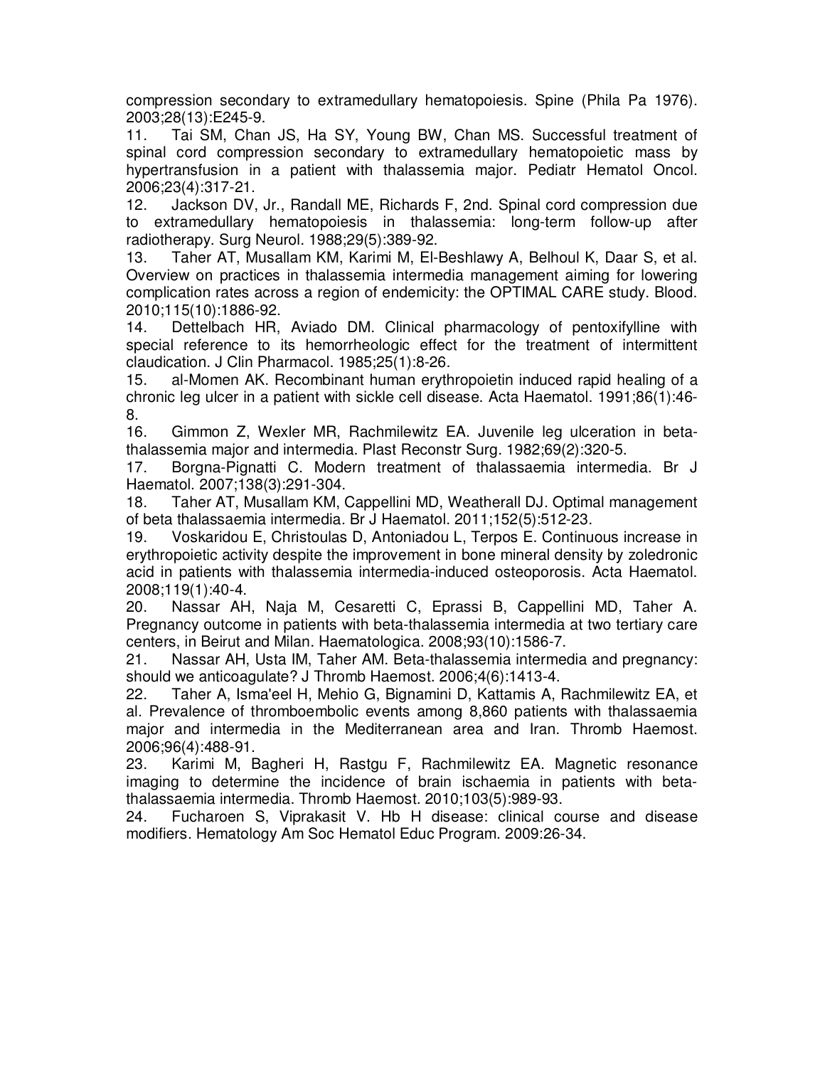compression secondary to extramedullary hematopoiesis. Spine (Phila Pa 1976). 2003;28(13):E245-9.

11. Tai SM, Chan JS, Ha SY, Young BW, Chan MS. Successful treatment of spinal cord compression secondary to extramedullary hematopoietic mass by hypertransfusion in a patient with thalassemia major. Pediatr Hematol Oncol. 2006;23(4):317-21.

12. Jackson DV, Jr., Randall ME, Richards F, 2nd. Spinal cord compression due to extramedullary hematopoiesis in thalassemia: long-term follow-up after radiotherapy. Surg Neurol. 1988;29(5):389-92.

13. Taher AT, Musallam KM, Karimi M, El-Beshlawy A, Belhoul K, Daar S, et al. Overview on practices in thalassemia intermedia management aiming for lowering complication rates across a region of endemicity: the OPTIMAL CARE study. Blood. 2010;115(10):1886-92.

14. Dettelbach HR, Aviado DM. Clinical pharmacology of pentoxifylline with special reference to its hemorrheologic effect for the treatment of intermittent claudication. J Clin Pharmacol. 1985;25(1):8-26.

15. al-Momen AK. Recombinant human erythropoietin induced rapid healing of a chronic leg ulcer in a patient with sickle cell disease. Acta Haematol. 1991;86(1):46-8.

16. Gimmon Z, Wexler MR, Rachmilewitz EA. Juvenile leg ulceration in beta-thalassemia major and intermedia. Plast Reconstr Surg. 1982;69(2):320-5.

17. Borgna-Pignatti C. Modern treatment of thalassaemia intermedia. Br J Haematol. 2007;138(3):291-304.

18. Taher AT, Musallam KM, Cappellini MD, Weatherall DJ. Optimal management of beta thalassaemia intermedia. Br J Haematol. 2011;152(5):512-23.

19. Voskaridou E, Christoulas D, Antoniadou L, Terpos E. Continuous increase in erythropoietic activity despite the improvement in bone mineral density by zoledronic acid in patients with thalassemia intermedia-induced osteoporosis. Acta Haematol. 2008;119(1):40-4.

20. Nassar AH, Naja M, Cesaretti C, Eprassi B, Cappellini MD, Taher A. Pregnancy outcome in patients with beta-thalassemia intermedia at two tertiary care centers, in Beirut and Milan. Haematologica. 2008;93(10):1586-7.

21. Nassar AH, Usta IM, Taher AM. Beta-thalassemia intermedia and pregnancy: should we anticoagulate? J Thromb Haemost. 2006;4(6):1413-4.

22. Taher A, Isma'eel H, Mehio G, Bignamini D, Kattamis A, Rachmilewitz EA, et al. Prevalence of thromboembolic events among 8,860 patients with thalassaemia major and intermedia in the Mediterranean area and Iran. Thromb Haemost. 2006;96(4):488-91.

23. Karimi M, Bagheri H, Rastgu F, Rachmilewitz EA. Magnetic resonance imaging to determine the incidence of brain ischaemia in patients with beta-thalassaemia intermedia. Thromb Haemost. 2010;103(5):989-93.

24. Fucharoen S, Viprakasit V. Hb H disease: clinical course and disease modifiers. Hematology Am Soc Hematol Educ Program. 2009:26-34.